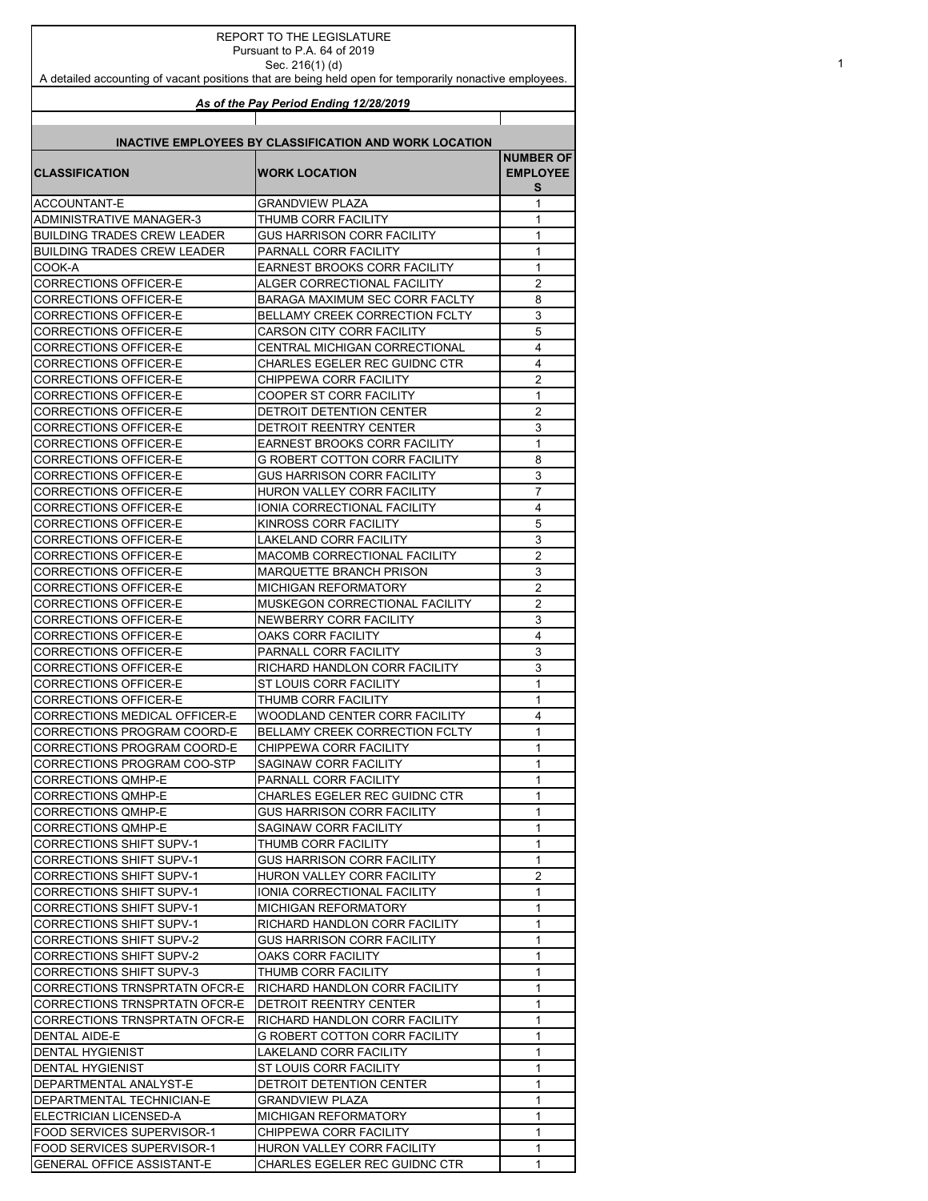REPORT TO THE LEGISLATURE
Pursuant to P.A. 64 of 2019
Sec. 216(1) (d)
A detailed accounting of vacant positions that are being held open for temporarily nonactive employees.

***As of the Pay Period Ending 12/28/2019***

**INACTIVE EMPLOYEES BY CLASSIFICATION AND WORK LOCATION**

| CLASSIFICATION | WORK LOCATION | NUMBER OF EMPLOYEES |
|---|---|---|
| ACCOUNTANT-E | GRANDVIEW PLAZA | 1 |
| ADMINISTRATIVE MANAGER-3 | THUMB CORR FACILITY | 1 |
| BUILDING TRADES CREW LEADER | GUS HARRISON CORR FACILITY | 1 |
| BUILDING TRADES CREW LEADER | PARNALL CORR FACILITY | 1 |
| COOK-A | EARNEST BROOKS CORR FACILITY | 1 |
| CORRECTIONS OFFICER-E | ALGER CORRECTIONAL FACILITY | 2 |
| CORRECTIONS OFFICER-E | BARAGA MAXIMUM SEC CORR FACLTY | 8 |
| CORRECTIONS OFFICER-E | BELLAMY CREEK CORRECTION FCLTY | 3 |
| CORRECTIONS OFFICER-E | CARSON CITY CORR FACILITY | 5 |
| CORRECTIONS OFFICER-E | CENTRAL MICHIGAN CORRECTIONAL | 4 |
| CORRECTIONS OFFICER-E | CHARLES EGELER REC GUIDNC CTR | 4 |
| CORRECTIONS OFFICER-E | CHIPPEWA CORR FACILITY | 2 |
| CORRECTIONS OFFICER-E | COOPER ST CORR FACILITY | 1 |
| CORRECTIONS OFFICER-E | DETROIT DETENTION CENTER | 2 |
| CORRECTIONS OFFICER-E | DETROIT REENTRY CENTER | 3 |
| CORRECTIONS OFFICER-E | EARNEST BROOKS CORR FACILITY | 1 |
| CORRECTIONS OFFICER-E | G ROBERT COTTON CORR FACILITY | 8 |
| CORRECTIONS OFFICER-E | GUS HARRISON CORR FACILITY | 3 |
| CORRECTIONS OFFICER-E | HURON VALLEY CORR FACILITY | 7 |
| CORRECTIONS OFFICER-E | IONIA CORRECTIONAL FACILITY | 4 |
| CORRECTIONS OFFICER-E | KINROSS CORR FACILITY | 5 |
| CORRECTIONS OFFICER-E | LAKELAND CORR FACILITY | 3 |
| CORRECTIONS OFFICER-E | MACOMB CORRECTIONAL FACILITY | 2 |
| CORRECTIONS OFFICER-E | MARQUETTE BRANCH PRISON | 3 |
| CORRECTIONS OFFICER-E | MICHIGAN REFORMATORY | 2 |
| CORRECTIONS OFFICER-E | MUSKEGON CORRECTIONAL FACILITY | 2 |
| CORRECTIONS OFFICER-E | NEWBERRY CORR FACILITY | 3 |
| CORRECTIONS OFFICER-E | OAKS CORR FACILITY | 4 |
| CORRECTIONS OFFICER-E | PARNALL CORR FACILITY | 3 |
| CORRECTIONS OFFICER-E | RICHARD HANDLON CORR FACILITY | 3 |
| CORRECTIONS OFFICER-E | ST LOUIS CORR FACILITY | 1 |
| CORRECTIONS OFFICER-E | THUMB CORR FACILITY | 1 |
| CORRECTIONS MEDICAL OFFICER-E | WOODLAND CENTER CORR FACILITY | 4 |
| CORRECTIONS PROGRAM COORD-E | BELLAMY CREEK CORRECTION FCLTY | 1 |
| CORRECTIONS PROGRAM COORD-E | CHIPPEWA CORR FACILITY | 1 |
| CORRECTIONS PROGRAM COO-STP | SAGINAW CORR FACILITY | 1 |
| CORRECTIONS QMHP-E | PARNALL CORR FACILITY | 1 |
| CORRECTIONS QMHP-E | CHARLES EGELER REC GUIDNC CTR | 1 |
| CORRECTIONS QMHP-E | GUS HARRISON CORR FACILITY | 1 |
| CORRECTIONS QMHP-E | SAGINAW CORR FACILITY | 1 |
| CORRECTIONS SHIFT SUPV-1 | THUMB CORR FACILITY | 1 |
| CORRECTIONS SHIFT SUPV-1 | GUS HARRISON CORR FACILITY | 1 |
| CORRECTIONS SHIFT SUPV-1 | HURON VALLEY CORR FACILITY | 2 |
| CORRECTIONS SHIFT SUPV-1 | IONIA CORRECTIONAL FACILITY | 1 |
| CORRECTIONS SHIFT SUPV-1 | MICHIGAN REFORMATORY | 1 |
| CORRECTIONS SHIFT SUPV-1 | RICHARD HANDLON CORR FACILITY | 1 |
| CORRECTIONS SHIFT SUPV-2 | GUS HARRISON CORR FACILITY | 1 |
| CORRECTIONS SHIFT SUPV-2 | OAKS CORR FACILITY | 1 |
| CORRECTIONS SHIFT SUPV-3 | THUMB CORR FACILITY | 1 |
| CORRECTIONS TRNSPRTATN OFCR-E | RICHARD HANDLON CORR FACILITY | 1 |
| CORRECTIONS TRNSPRTATN OFCR-E | DETROIT REENTRY CENTER | 1 |
| CORRECTIONS TRNSPRTATN OFCR-E | RICHARD HANDLON CORR FACILITY | 1 |
| DENTAL AIDE-E | G ROBERT COTTON CORR FACILITY | 1 |
| DENTAL HYGIENIST | LAKELAND CORR FACILITY | 1 |
| DENTAL HYGIENIST | ST LOUIS CORR FACILITY | 1 |
| DEPARTMENTAL ANALYST-E | DETROIT DETENTION CENTER | 1 |
| DEPARTMENTAL TECHNICIAN-E | GRANDVIEW PLAZA | 1 |
| ELECTRICIAN LICENSED-A | MICHIGAN REFORMATORY | 1 |
| FOOD SERVICES SUPERVISOR-1 | CHIPPEWA CORR FACILITY | 1 |
| FOOD SERVICES SUPERVISOR-1 | HURON VALLEY CORR FACILITY | 1 |
| GENERAL OFFICE ASSISTANT-E | CHARLES EGELER REC GUIDNC CTR | 1 |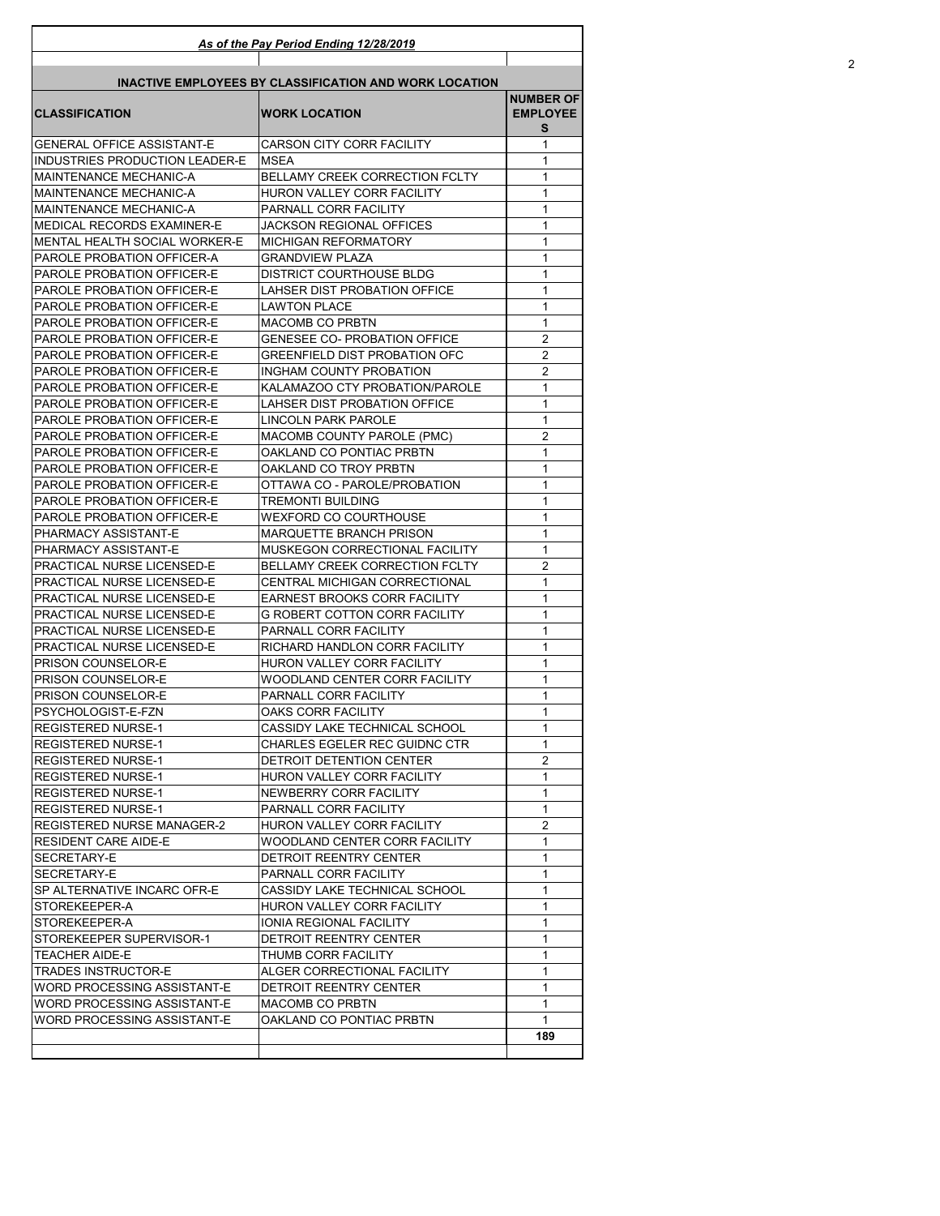***As of the Pay Period Ending 12/28/2019***

**INACTIVE EMPLOYEES BY CLASSIFICATION AND WORK LOCATION**

| CLASSIFICATION | WORK LOCATION | NUMBER OF EMPLOYEES |
|---|---|---|
| GENERAL OFFICE ASSISTANT-E | CARSON CITY CORR FACILITY | 1 |
| INDUSTRIES PRODUCTION LEADER-E | MSEA | 1 |
| MAINTENANCE MECHANIC-A | BELLAMY CREEK CORRECTION FCLTY | 1 |
| MAINTENANCE MECHANIC-A | HURON VALLEY CORR FACILITY | 1 |
| MAINTENANCE MECHANIC-A | PARNALL CORR FACILITY | 1 |
| MEDICAL RECORDS EXAMINER-E | JACKSON REGIONAL OFFICES | 1 |
| MENTAL HEALTH SOCIAL WORKER-E | MICHIGAN REFORMATORY | 1 |
| PAROLE PROBATION OFFICER-A | GRANDVIEW PLAZA | 1 |
| PAROLE PROBATION OFFICER-E | DISTRICT COURTHOUSE BLDG | 1 |
| PAROLE PROBATION OFFICER-E | LAHSER DIST PROBATION OFFICE | 1 |
| PAROLE PROBATION OFFICER-E | LAWTON PLACE | 1 |
| PAROLE PROBATION OFFICER-E | MACOMB CO PRBTN | 1 |
| PAROLE PROBATION OFFICER-E | GENESEE CO- PROBATION OFFICE | 2 |
| PAROLE PROBATION OFFICER-E | GREENFIELD DIST PROBATION OFC | 2 |
| PAROLE PROBATION OFFICER-E | INGHAM COUNTY PROBATION | 2 |
| PAROLE PROBATION OFFICER-E | KALAMAZOO CTY PROBATION/PAROLE | 1 |
| PAROLE PROBATION OFFICER-E | LAHSER DIST PROBATION OFFICE | 1 |
| PAROLE PROBATION OFFICER-E | LINCOLN PARK PAROLE | 1 |
| PAROLE PROBATION OFFICER-E | MACOMB COUNTY PAROLE (PMC) | 2 |
| PAROLE PROBATION OFFICER-E | OAKLAND CO PONTIAC PRBTN | 1 |
| PAROLE PROBATION OFFICER-E | OAKLAND CO TROY PRBTN | 1 |
| PAROLE PROBATION OFFICER-E | OTTAWA CO - PAROLE/PROBATION | 1 |
| PAROLE PROBATION OFFICER-E | TREMONTI BUILDING | 1 |
| PAROLE PROBATION OFFICER-E | WEXFORD CO COURTHOUSE | 1 |
| PHARMACY ASSISTANT-E | MARQUETTE BRANCH PRISON | 1 |
| PHARMACY ASSISTANT-E | MUSKEGON CORRECTIONAL FACILITY | 1 |
| PRACTICAL NURSE LICENSED-E | BELLAMY CREEK CORRECTION FCLTY | 2 |
| PRACTICAL NURSE LICENSED-E | CENTRAL MICHIGAN CORRECTIONAL | 1 |
| PRACTICAL NURSE LICENSED-E | EARNEST BROOKS CORR FACILITY | 1 |
| PRACTICAL NURSE LICENSED-E | G ROBERT COTTON CORR FACILITY | 1 |
| PRACTICAL NURSE LICENSED-E | PARNALL CORR FACILITY | 1 |
| PRACTICAL NURSE LICENSED-E | RICHARD HANDLON CORR FACILITY | 1 |
| PRISON COUNSELOR-E | HURON VALLEY CORR FACILITY | 1 |
| PRISON COUNSELOR-E | WOODLAND CENTER CORR FACILITY | 1 |
| PRISON COUNSELOR-E | PARNALL CORR FACILITY | 1 |
| PSYCHOLOGIST-E-FZN | OAKS CORR FACILITY | 1 |
| REGISTERED NURSE-1 | CASSIDY LAKE TECHNICAL SCHOOL | 1 |
| REGISTERED NURSE-1 | CHARLES EGELER REC GUIDNC CTR | 1 |
| REGISTERED NURSE-1 | DETROIT DETENTION CENTER | 2 |
| REGISTERED NURSE-1 | HURON VALLEY CORR FACILITY | 1 |
| REGISTERED NURSE-1 | NEWBERRY CORR FACILITY | 1 |
| REGISTERED NURSE-1 | PARNALL CORR FACILITY | 1 |
| REGISTERED NURSE MANAGER-2 | HURON VALLEY CORR FACILITY | 2 |
| RESIDENT CARE AIDE-E | WOODLAND CENTER CORR FACILITY | 1 |
| SECRETARY-E | DETROIT REENTRY CENTER | 1 |
| SECRETARY-E | PARNALL CORR FACILITY | 1 |
| SP ALTERNATIVE INCARC OFR-E | CASSIDY LAKE TECHNICAL SCHOOL | 1 |
| STOREKEEPER-A | HURON VALLEY CORR FACILITY | 1 |
| STOREKEEPER-A | IONIA REGIONAL FACILITY | 1 |
| STOREKEEPER SUPERVISOR-1 | DETROIT REENTRY CENTER | 1 |
| TEACHER AIDE-E | THUMB CORR FACILITY | 1 |
| TRADES INSTRUCTOR-E | ALGER CORRECTIONAL FACILITY | 1 |
| WORD PROCESSING ASSISTANT-E | DETROIT REENTRY CENTER | 1 |
| WORD PROCESSING ASSISTANT-E | MACOMB CO PRBTN | 1 |
| WORD PROCESSING ASSISTANT-E | OAKLAND CO PONTIAC PRBTN | 1 |
| | | **189** |